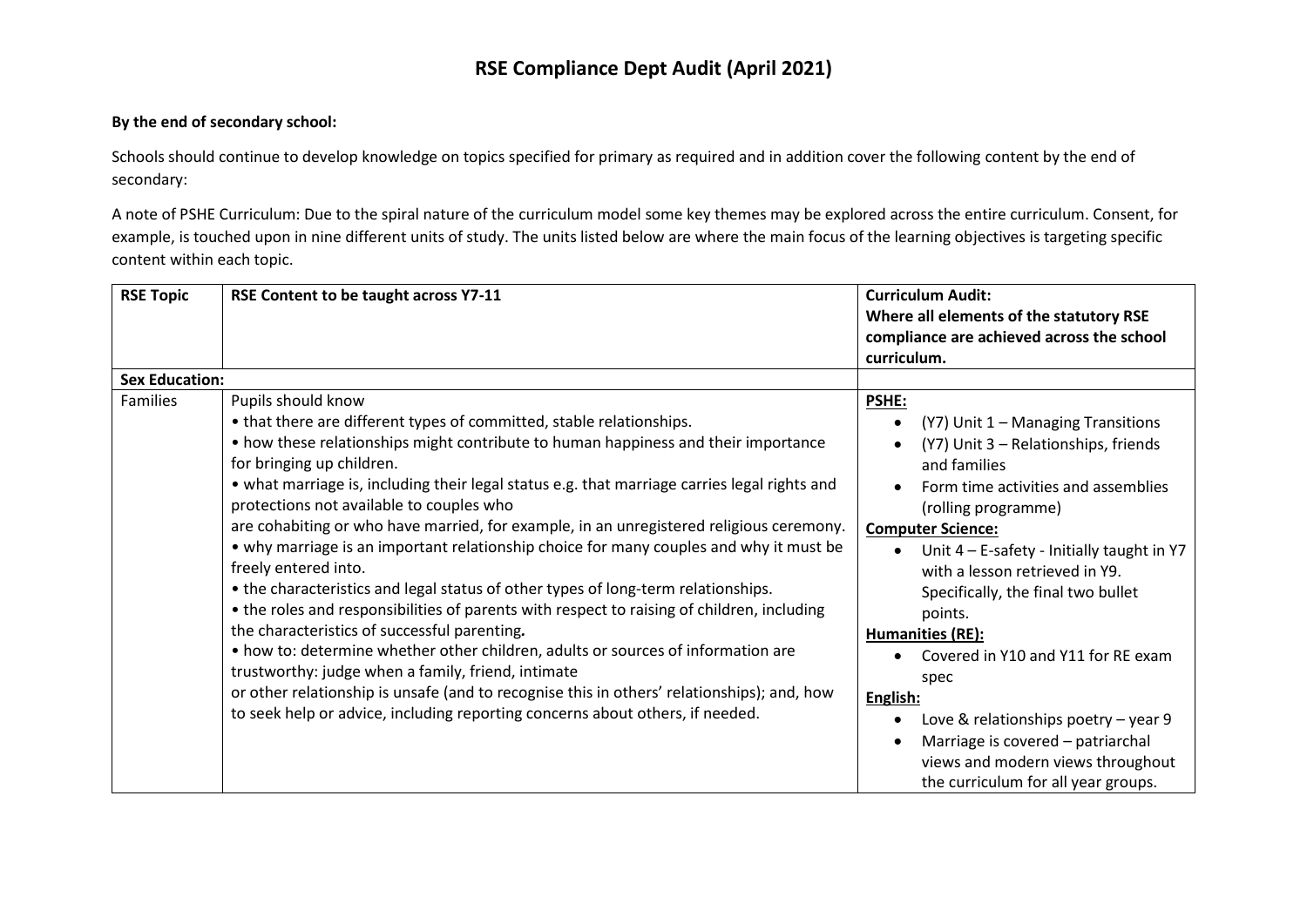# RSE Compliance Dept Audit (April 2021)

**By the end of secondary school:**

Schools should continue to develop knowledge on topics specified for primary as required and in addition cover the following content by the end of secondary:

A note of PSHE Curriculum: Due to the spiral nature of the curriculum model some key themes may be explored across the entire curriculum. Consent, for example, is touched upon in nine different units of study. The units listed below are where the main focus of the learning objectives is targeting specific content within each topic.

| **RSE Topic** | **RSE Content to be taught across Y7-11** | **Curriculum Audit: Where all elements of the statutory RSE compliance are achieved across the school curriculum.** |
|---|---|---|
| **Sex Education:** | | |
| Families | Pupils should know<br>• that there are different types of committed, stable relationships.<br>• how these relationships might contribute to human happiness and their importance for bringing up children.<br>• what marriage is, including their legal status e.g. that marriage carries legal rights and protections not available to couples who are cohabiting or who have married, for example, in an unregistered religious ceremony.<br>• why marriage is an important relationship choice for many couples and why it must be freely entered into.<br>• the characteristics and legal status of other types of long-term relationships.<br>• the roles and responsibilities of parents with respect to raising of children, including the characteristics of successful parenting**.**<br>• how to: determine whether other children, adults or sources of information are trustworthy: judge when a family, friend, intimate or other relationship is unsafe (and to recognise this in others' relationships); and, how to seek help or advice, including reporting concerns about others, if needed. | **PSHE:**<br>• (Y7) Unit 1 – Managing Transitions<br>• (Y7) Unit 3 – Relationships, friends and families<br>• Form time activities and assemblies (rolling programme)<br>**Computer Science:**<br>• Unit 4 – E-safety - Initially taught in Y7 with a lesson retrieved in Y9. Specifically, the final two bullet points.<br>**Humanities (RE):**<br>• Covered in Y10 and Y11 for RE exam spec<br>**English:**<br>• Love & relationships poetry – year 9<br>• Marriage is covered – patriarchal views and modern views throughout the curriculum for all year groups. |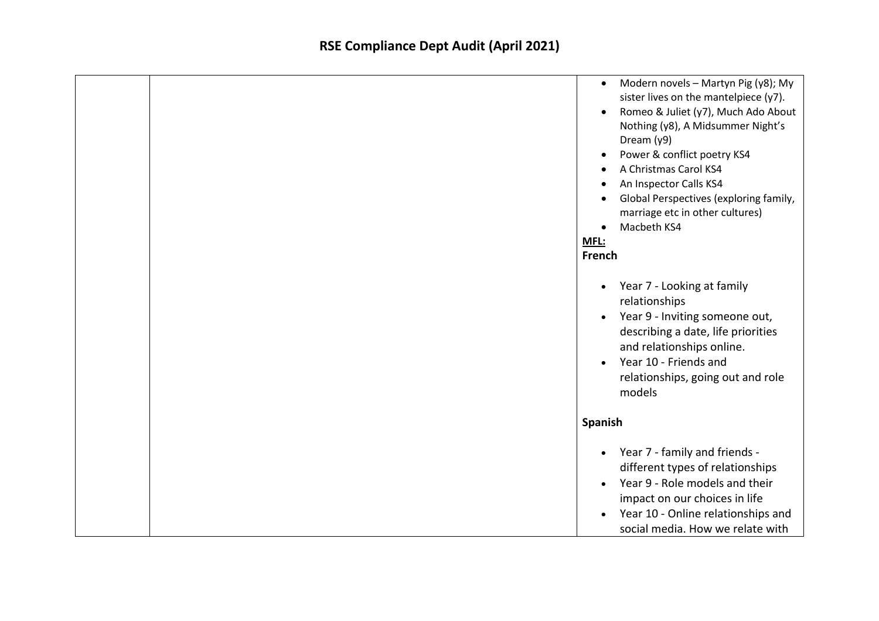# RSE Compliance Dept Audit (April 2021)

| | | |
|---|---|---|
| | | • Modern novels – Martyn Pig (y8); My sister lives on the mantelpiece (y7).<br>• Romeo & Juliet (y7), Much Ado About Nothing (y8), A Midsummer Night's Dream (y9)<br>• Power & conflict poetry KS4<br>• A Christmas Carol KS4<br>• An Inspector Calls KS4<br>• Global Perspectives (exploring family, marriage etc in other cultures)<br>• Macbeth KS4<br>**MFL:**<br>**French**<br>• Year 7 - Looking at family relationships<br>• Year 9 - Inviting someone out, describing a date, life priorities and relationships online.<br>• Year 10 - Friends and relationships, going out and role models<br>**Spanish**<br>• Year 7 - family and friends - different types of relationships<br>• Year 9 - Role models and their impact on our choices in life<br>• Year 10 - Online relationships and social media. How we relate with |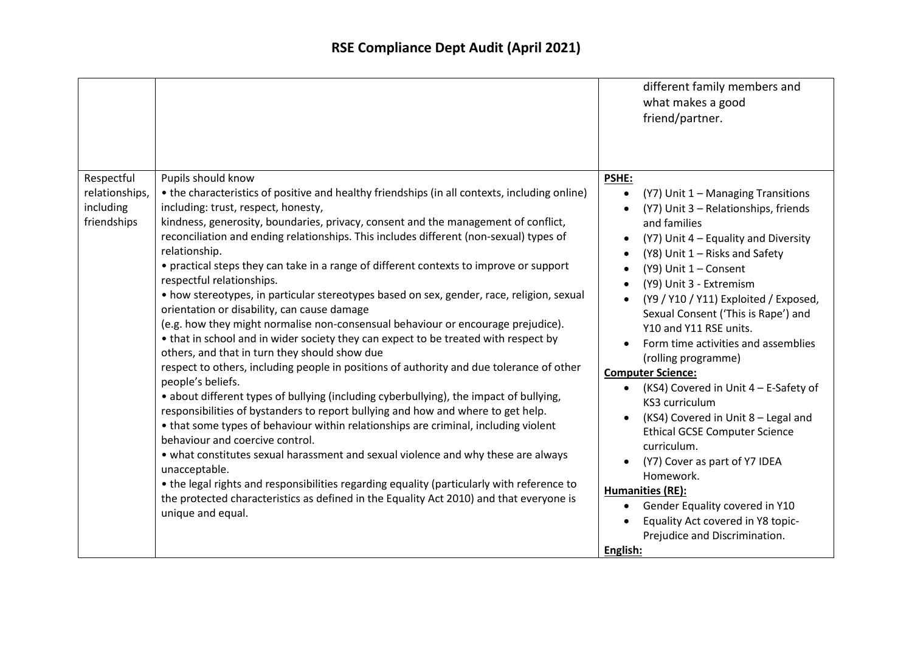# RSE Compliance Dept Audit (April 2021)

| | | |
|---|---|---|
| | | different family members and what makes a good friend/partner. |
| Respectful relationships, including friendships | Pupils should know<br>• the characteristics of positive and healthy friendships (in all contexts, including online) including: trust, respect, honesty, kindness, generosity, boundaries, privacy, consent and the management of conflict, reconciliation and ending relationships. This includes different (non-sexual) types of relationship.<br>• practical steps they can take in a range of different contexts to improve or support respectful relationships.<br>• how stereotypes, in particular stereotypes based on sex, gender, race, religion, sexual orientation or disability, can cause damage (e.g. how they might normalise non-consensual behaviour or encourage prejudice).<br>• that in school and in wider society they can expect to be treated with respect by others, and that in turn they should show due respect to others, including people in positions of authority and due tolerance of other people's beliefs.<br>• about different types of bullying (including cyberbullying), the impact of bullying, responsibilities of bystanders to report bullying and how and where to get help.<br>• that some types of behaviour within relationships are criminal, including violent behaviour and coercive control.<br>• what constitutes sexual harassment and sexual violence and why these are always unacceptable.<br>• the legal rights and responsibilities regarding equality (particularly with reference to the protected characteristics as defined in the Equality Act 2010) and that everyone is unique and equal. | **PSHE:**<br>• (Y7) Unit 1 – Managing Transitions<br>• (Y7) Unit 3 – Relationships, friends and families<br>• (Y7) Unit 4 – Equality and Diversity<br>• (Y8) Unit 1 – Risks and Safety<br>• (Y9) Unit 1 – Consent<br>• (Y9) Unit 3 - Extremism<br>• (Y9 / Y10 / Y11) Exploited / Exposed, Sexual Consent ('This is Rape') and Y10 and Y11 RSE units.<br>• Form time activities and assemblies (rolling programme)<br>**Computer Science:**<br>• (KS4) Covered in Unit 4 – E-Safety of KS3 curriculum<br>• (KS4) Covered in Unit 8 – Legal and Ethical GCSE Computer Science curriculum.<br>• (Y7) Cover as part of Y7 IDEA Homework.<br>**Humanities (RE):**<br>• Gender Equality covered in Y10<br>• Equality Act covered in Y8 topic-Prejudice and Discrimination.<br>**English:** |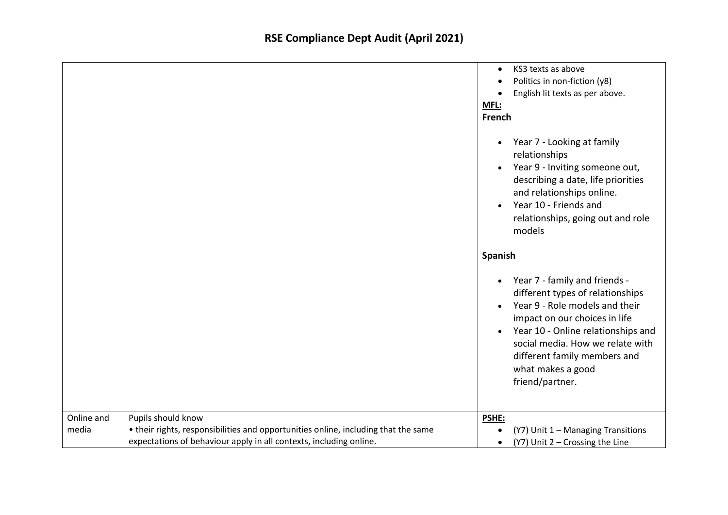# RSE Compliance Dept Audit (April 2021)

| | | |
|---|---|---|
| | | • KS3 texts as above<br>• Politics in non-fiction (y8)<br>• English lit texts as per above.<br>**MFL:**<br>**French**<br>• Year 7 - Looking at family relationships<br>• Year 9 - Inviting someone out, describing a date, life priorities and relationships online.<br>• Year 10 - Friends and relationships, going out and role models<br>**Spanish**<br>• Year 7 - family and friends - different types of relationships<br>• Year 9 - Role models and their impact on our choices in life<br>• Year 10 - Online relationships and social media. How we relate with different family members and what makes a good friend/partner. |
| Online and media | Pupils should know<br>• their rights, responsibilities and opportunities online, including that the same expectations of behaviour apply in all contexts, including online. | **PSHE:**<br>• (Y7) Unit 1 – Managing Transitions<br>• (Y7) Unit 2 – Crossing the Line |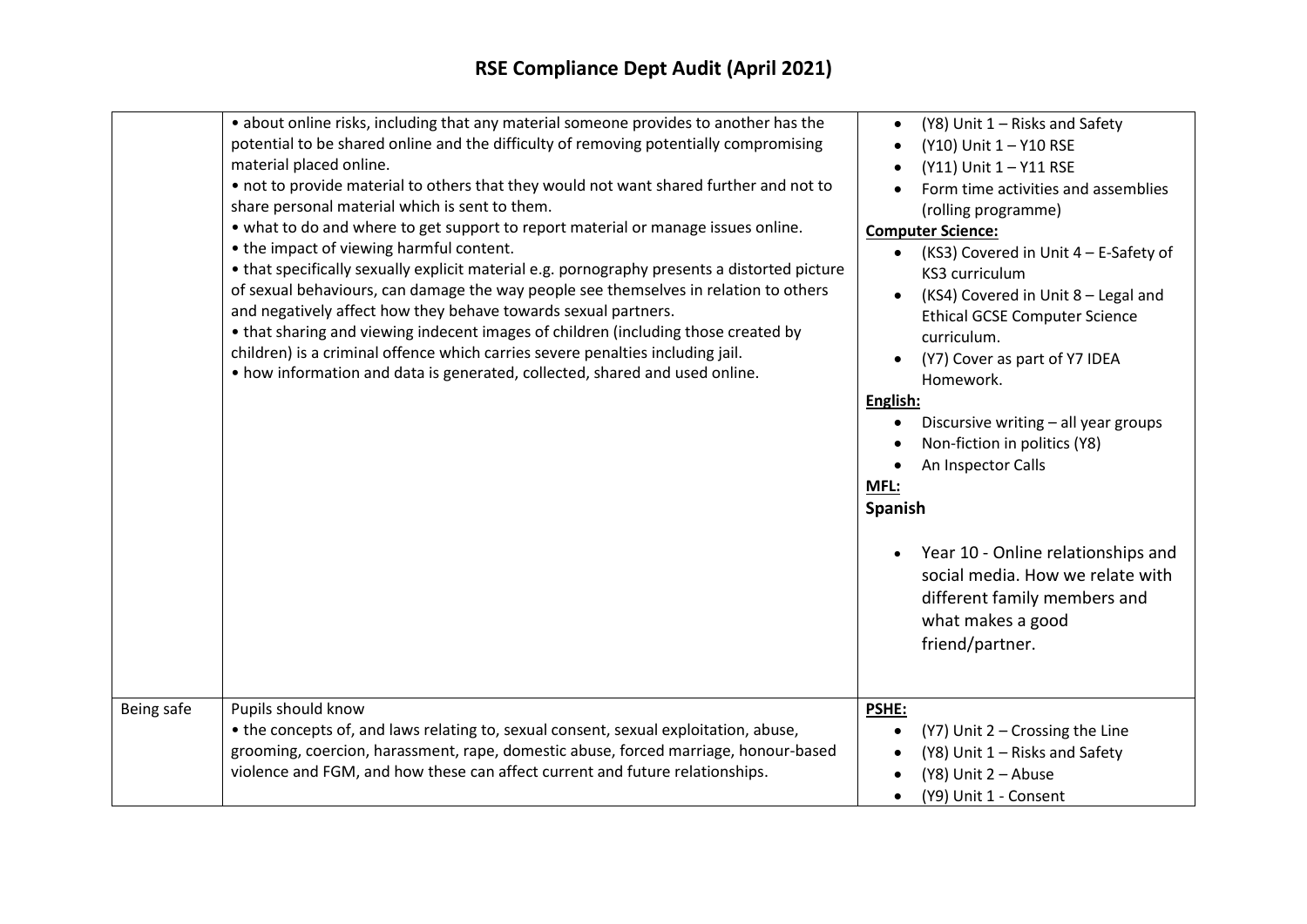# RSE Compliance Dept Audit (April 2021)

| | | |
|---|---|---|
| | • about online risks, including that any material someone provides to another has the potential to be shared online and the difficulty of removing potentially compromising material placed online.<br>• not to provide material to others that they would not want shared further and not to share personal material which is sent to them.<br>• what to do and where to get support to report material or manage issues online.<br>• the impact of viewing harmful content.<br>• that specifically sexually explicit material e.g. pornography presents a distorted picture of sexual behaviours, can damage the way people see themselves in relation to others and negatively affect how they behave towards sexual partners.<br>• that sharing and viewing indecent images of children (including those created by children) is a criminal offence which carries severe penalties including jail.<br>• how information and data is generated, collected, shared and used online. | • (Y8) Unit 1 – Risks and Safety<br>• (Y10) Unit 1 – Y10 RSE<br>• (Y11) Unit 1 – Y11 RSE<br>• Form time activities and assemblies (rolling programme)<br>**Computer Science:**<br>• (KS3) Covered in Unit 4 – E-Safety of KS3 curriculum<br>• (KS4) Covered in Unit 8 – Legal and Ethical GCSE Computer Science curriculum.<br>• (Y7) Cover as part of Y7 IDEA Homework.<br>**English:**<br>• Discursive writing – all year groups<br>• Non-fiction in politics (Y8)<br>• An Inspector Calls<br>**MFL:**<br>**Spanish**<br>• Year 10 - Online relationships and social media. How we relate with different family members and what makes a good friend/partner. |
| Being safe | Pupils should know<br>• the concepts of, and laws relating to, sexual consent, sexual exploitation, abuse, grooming, coercion, harassment, rape, domestic abuse, forced marriage, honour-based violence and FGM, and how these can affect current and future relationships. | **PSHE:**<br>• (Y7) Unit 2 – Crossing the Line<br>• (Y8) Unit 1 – Risks and Safety<br>• (Y8) Unit 2 – Abuse<br>• (Y9) Unit 1 - Consent |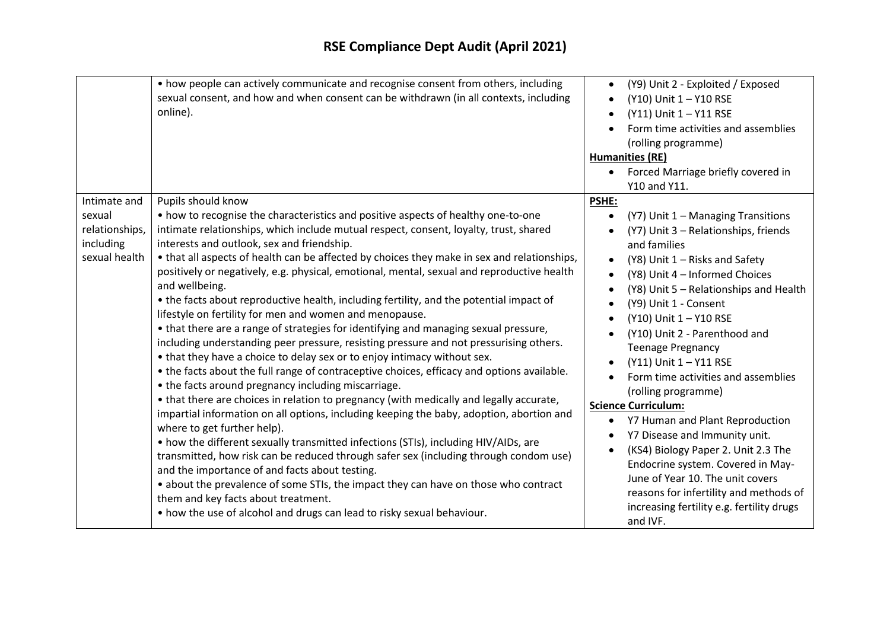# RSE Compliance Dept Audit (April 2021)

| | | |
|---|---|---|
| | • how people can actively communicate and recognise consent from others, including sexual consent, and how and when consent can be withdrawn (in all contexts, including online). | • (Y9) Unit 2 - Exploited / Exposed<br>• (Y10) Unit 1 – Y10 RSE<br>• (Y11) Unit 1 – Y11 RSE<br>• Form time activities and assemblies (rolling programme)<br>**Humanities (RE)**<br>• Forced Marriage briefly covered in Y10 and Y11. |
| Intimate and sexual relationships, including sexual health | Pupils should know<br>• how to recognise the characteristics and positive aspects of healthy one-to-one intimate relationships, which include mutual respect, consent, loyalty, trust, shared interests and outlook, sex and friendship.<br>• that all aspects of health can be affected by choices they make in sex and relationships, positively or negatively, e.g. physical, emotional, mental, sexual and reproductive health and wellbeing.<br>• the facts about reproductive health, including fertility, and the potential impact of lifestyle on fertility for men and women and menopause.<br>• that there are a range of strategies for identifying and managing sexual pressure, including understanding peer pressure, resisting pressure and not pressurising others.<br>• that they have a choice to delay sex or to enjoy intimacy without sex.<br>• the facts about the full range of contraceptive choices, efficacy and options available.<br>• the facts around pregnancy including miscarriage.<br>• that there are choices in relation to pregnancy (with medically and legally accurate, impartial information on all options, including keeping the baby, adoption, abortion and where to get further help).<br>• how the different sexually transmitted infections (STIs), including HIV/AIDs, are transmitted, how risk can be reduced through safer sex (including through condom use) and the importance of and facts about testing.<br>• about the prevalence of some STIs, the impact they can have on those who contract them and key facts about treatment.<br>• how the use of alcohol and drugs can lead to risky sexual behaviour. | **PSHE:**<br>• (Y7) Unit 1 – Managing Transitions<br>• (Y7) Unit 3 – Relationships, friends and families<br>• (Y8) Unit 1 – Risks and Safety<br>• (Y8) Unit 4 – Informed Choices<br>• (Y8) Unit 5 – Relationships and Health<br>• (Y9) Unit 1 - Consent<br>• (Y10) Unit 1 – Y10 RSE<br>• (Y10) Unit 2 - Parenthood and Teenage Pregnancy<br>• (Y11) Unit 1 – Y11 RSE<br>• Form time activities and assemblies (rolling programme)<br>**Science Curriculum:**<br>• Y7 Human and Plant Reproduction<br>• Y7 Disease and Immunity unit.<br>• (KS4) Biology Paper 2. Unit 2.3 The Endocrine system. Covered in May-June of Year 10. The unit covers reasons for infertility and methods of increasing fertility e.g. fertility drugs and IVF. |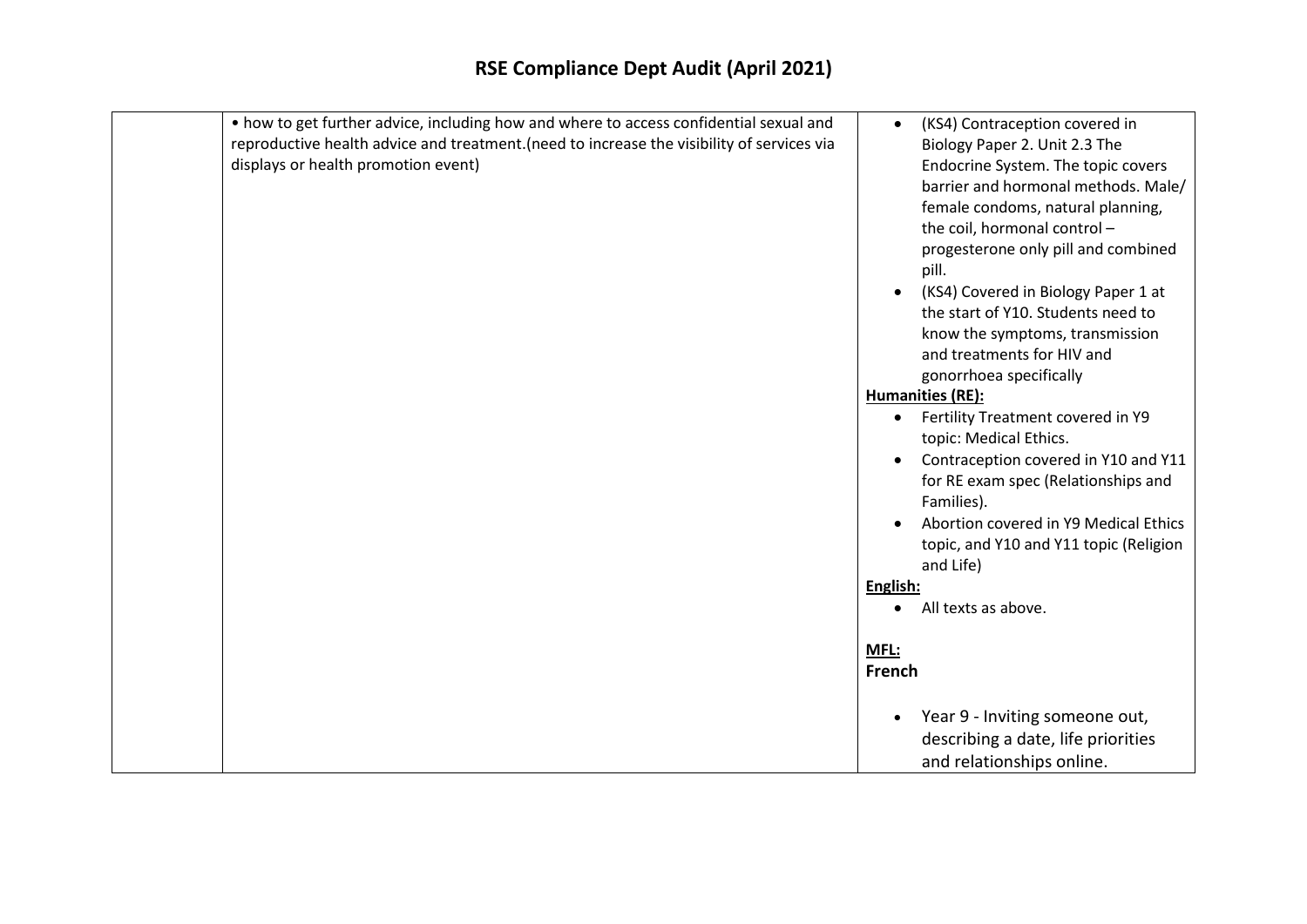# RSE Compliance Dept Audit (April 2021)

| | | |
|---|---|---|
| | • how to get further advice, including how and where to access confidential sexual and reproductive health advice and treatment.(need to increase the visibility of services via displays or health promotion event) | • (KS4) Contraception covered in Biology Paper 2. Unit 2.3 The Endocrine System. The topic covers barrier and hormonal methods. Male/ female condoms, natural planning, the coil, hormonal control – progesterone only pill and combined pill.<br>• (KS4) Covered in Biology Paper 1 at the start of Y10. Students need to know the symptoms, transmission and treatments for HIV and gonorrhoea specifically<br>**Humanities (RE):**<br>• Fertility Treatment covered in Y9 topic: Medical Ethics.<br>• Contraception covered in Y10 and Y11 for RE exam spec (Relationships and Families).<br>• Abortion covered in Y9 Medical Ethics topic, and Y10 and Y11 topic (Religion and Life)<br>**English:**<br>• All texts as above.<br><br>**MFL:**<br>**French**<br><br>• Year 9 - Inviting someone out, describing a date, life priorities and relationships online. |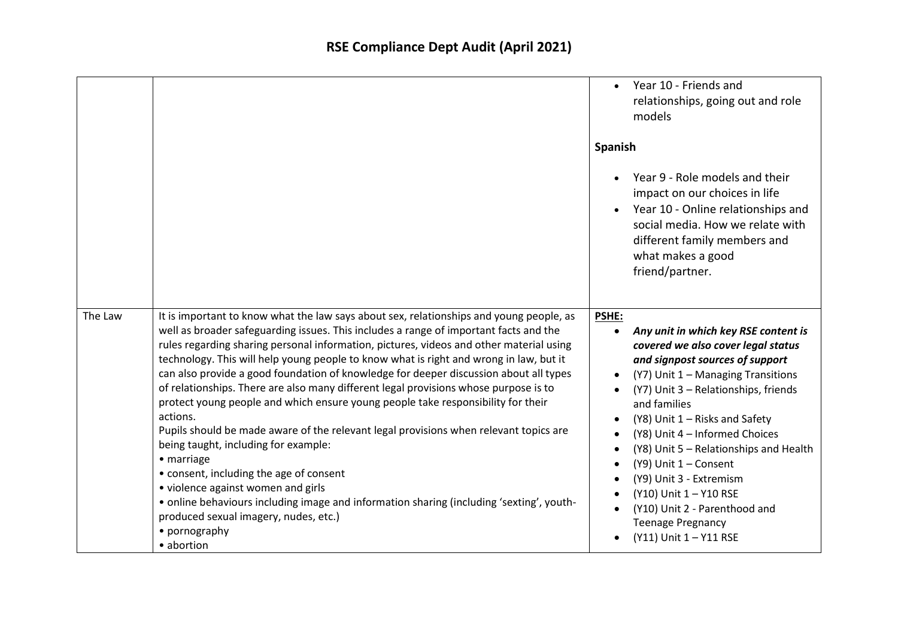# RSE Compliance Dept Audit (April 2021)

| | | |
|---|---|---|
| | | • Year 10 - Friends and relationships, going out and role models<br><br>**Spanish**<br><br>• Year 9 - Role models and their impact on our choices in life<br>• Year 10 - Online relationships and social media. How we relate with different family members and what makes a good friend/partner. |
| The Law | It is important to know what the law says about sex, relationships and young people, as well as broader safeguarding issues. This includes a range of important facts and the rules regarding sharing personal information, pictures, videos and other material using technology. This will help young people to know what is right and wrong in law, but it can also provide a good foundation of knowledge for deeper discussion about all types of relationships. There are also many different legal provisions whose purpose is to protect young people and which ensure young people take responsibility for their actions.<br>Pupils should be made aware of the relevant legal provisions when relevant topics are being taught, including for example:<br>• marriage<br>• consent, including the age of consent<br>• violence against women and girls<br>• online behaviours including image and information sharing (including 'sexting', youth-produced sexual imagery, nudes, etc.)<br>• pornography<br>• abortion | **PSHE:**<br>• ***Any unit in which key RSE content is covered we also cover legal status and signpost sources of support***<br>• (Y7) Unit 1 – Managing Transitions<br>• (Y7) Unit 3 – Relationships, friends and families<br>• (Y8) Unit 1 – Risks and Safety<br>• (Y8) Unit 4 – Informed Choices<br>• (Y8) Unit 5 – Relationships and Health<br>• (Y9) Unit 1 – Consent<br>• (Y9) Unit 3 - Extremism<br>• (Y10) Unit 1 – Y10 RSE<br>• (Y10) Unit 2 - Parenthood and Teenage Pregnancy<br>• (Y11) Unit 1 – Y11 RSE |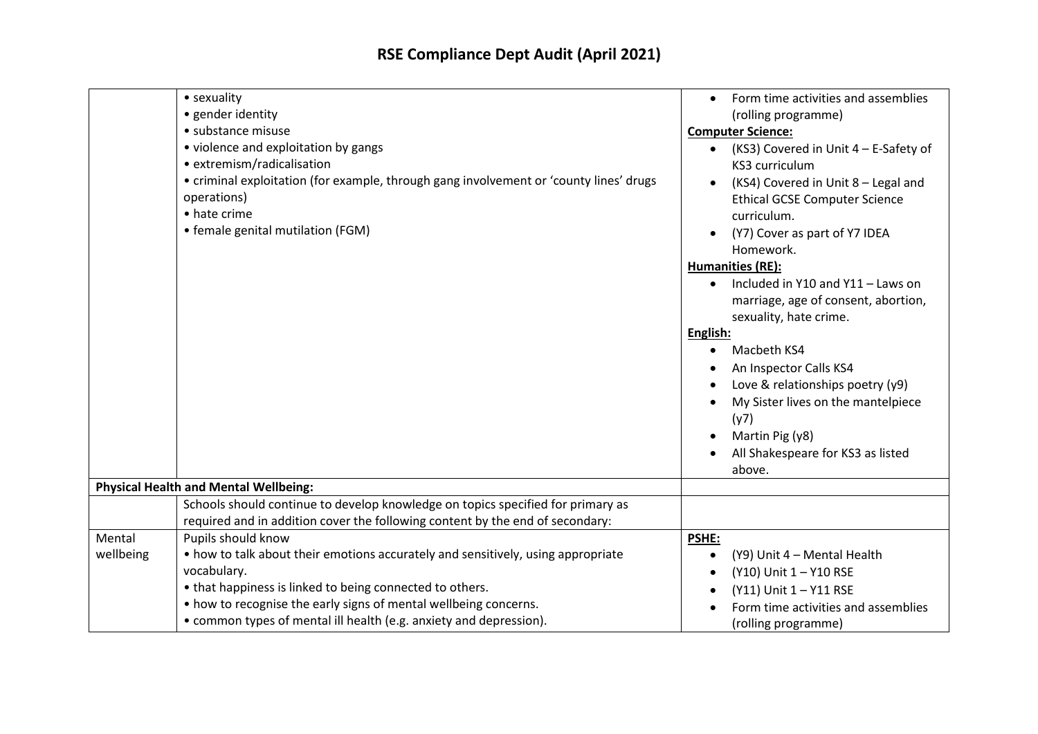## RSE Compliance Dept Audit (April 2021)

| | | |
|---|---|---|
| | • sexuality<br>• gender identity<br>• substance misuse<br>• violence and exploitation by gangs<br>• extremism/radicalisation<br>• criminal exploitation (for example, through gang involvement or 'county lines' drugs operations)<br>• hate crime<br>• female genital mutilation (FGM) | • Form time activities and assemblies (rolling programme)<br>**Computer Science:**<br>• (KS3) Covered in Unit 4 – E-Safety of KS3 curriculum<br>• (KS4) Covered in Unit 8 – Legal and Ethical GCSE Computer Science curriculum.<br>• (Y7) Cover as part of Y7 IDEA Homework.<br>**Humanities (RE):**<br>• Included in Y10 and Y11 – Laws on marriage, age of consent, abortion, sexuality, hate crime.<br>**English:**<br>• Macbeth KS4<br>• An Inspector Calls KS4<br>• Love & relationships poetry (y9)<br>• My Sister lives on the mantelpiece (y7)<br>• Martin Pig (y8)<br>• All Shakespeare for KS3 as listed above. |
| **Physical Health and Mental Wellbeing:** | | |
| | Schools should continue to develop knowledge on topics specified for primary as required and in addition cover the following content by the end of secondary: | |
| Mental wellbeing | Pupils should know<br>• how to talk about their emotions accurately and sensitively, using appropriate vocabulary.<br>• that happiness is linked to being connected to others.<br>• how to recognise the early signs of mental wellbeing concerns.<br>• common types of mental ill health (e.g. anxiety and depression). | **PSHE:**<br>• (Y9) Unit 4 – Mental Health<br>• (Y10) Unit 1 – Y10 RSE<br>• (Y11) Unit 1 – Y11 RSE<br>• Form time activities and assemblies (rolling programme) |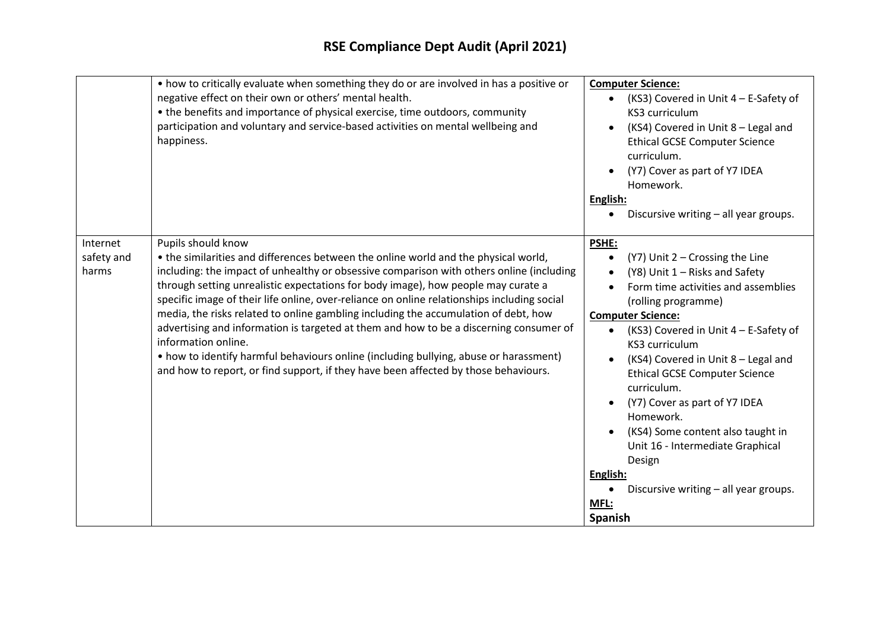# RSE Compliance Dept Audit (April 2021)

| | | |
|---|---|---|
| | • how to critically evaluate when something they do or are involved in has a positive or negative effect on their own or others' mental health.<br>• the benefits and importance of physical exercise, time outdoors, community participation and voluntary and service-based activities on mental wellbeing and happiness. | **Computer Science:**<br>• (KS3) Covered in Unit 4 – E-Safety of KS3 curriculum<br>• (KS4) Covered in Unit 8 – Legal and Ethical GCSE Computer Science curriculum.<br>• (Y7) Cover as part of Y7 IDEA Homework.<br>**English:**<br>• Discursive writing – all year groups. |
| Internet safety and harms | Pupils should know<br>• the similarities and differences between the online world and the physical world, including: the impact of unhealthy or obsessive comparison with others online (including through setting unrealistic expectations for body image), how people may curate a specific image of their life online, over-reliance on online relationships including social media, the risks related to online gambling including the accumulation of debt, how advertising and information is targeted at them and how to be a discerning consumer of information online.<br>• how to identify harmful behaviours online (including bullying, abuse or harassment) and how to report, or find support, if they have been affected by those behaviours. | **PSHE:**<br>• (Y7) Unit 2 – Crossing the Line<br>• (Y8) Unit 1 – Risks and Safety<br>• Form time activities and assemblies (rolling programme)<br>**Computer Science:**<br>• (KS3) Covered in Unit 4 – E-Safety of KS3 curriculum<br>• (KS4) Covered in Unit 8 – Legal and Ethical GCSE Computer Science curriculum.<br>• (Y7) Cover as part of Y7 IDEA Homework.<br>• (KS4) Some content also taught in Unit 16 - Intermediate Graphical Design<br>**English:**<br>• Discursive writing – all year groups.<br>**MFL:**<br>**Spanish** |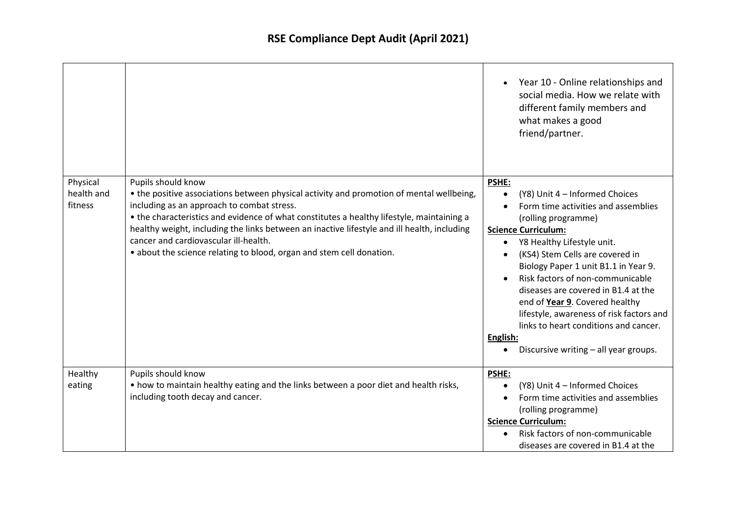# RSE Compliance Dept Audit (April 2021)

| | | |
|---|---|---|
| | | • Year 10 - Online relationships and social media. How we relate with different family members and what makes a good friend/partner. |
| Physical health and fitness | Pupils should know<br>• the positive associations between physical activity and promotion of mental wellbeing, including as an approach to combat stress.<br>• the characteristics and evidence of what constitutes a healthy lifestyle, maintaining a healthy weight, including the links between an inactive lifestyle and ill health, including cancer and cardiovascular ill-health.<br>• about the science relating to blood, organ and stem cell donation. | **PSHE:**<br>• (Y8) Unit 4 – Informed Choices<br>• Form time activities and assemblies (rolling programme)<br>**Science Curriculum:**<br>• Y8 Healthy Lifestyle unit.<br>• (KS4) Stem Cells are covered in Biology Paper 1 unit B1.1 in Year 9.<br>• Risk factors of non-communicable diseases are covered in B1.4 at the end of **Year 9**. Covered healthy lifestyle, awareness of risk factors and links to heart conditions and cancer.<br>**English:**<br>• Discursive writing – all year groups. |
| Healthy eating | Pupils should know<br>• how to maintain healthy eating and the links between a poor diet and health risks, including tooth decay and cancer. | **PSHE:**<br>• (Y8) Unit 4 – Informed Choices<br>• Form time activities and assemblies (rolling programme)<br>**Science Curriculum:**<br>• Risk factors of non-communicable diseases are covered in B1.4 at the |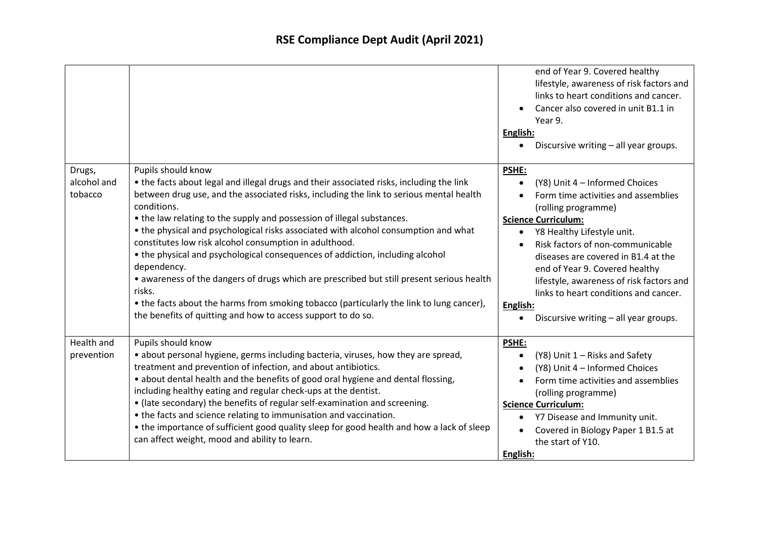# RSE Compliance Dept Audit (April 2021)

| | | |
|---|---|---|
| | | end of Year 9. Covered healthy lifestyle, awareness of risk factors and links to heart conditions and cancer.<br>• Cancer also covered in unit B1.1 in Year 9.<br>**English:**<br>• Discursive writing – all year groups. |
| Drugs, alcohol and tobacco | Pupils should know<br>• the facts about legal and illegal drugs and their associated risks, including the link between drug use, and the associated risks, including the link to serious mental health conditions.<br>• the law relating to the supply and possession of illegal substances.<br>• the physical and psychological risks associated with alcohol consumption and what constitutes low risk alcohol consumption in adulthood.<br>• the physical and psychological consequences of addiction, including alcohol dependency.<br>• awareness of the dangers of drugs which are prescribed but still present serious health risks.<br>• the facts about the harms from smoking tobacco (particularly the link to lung cancer), the benefits of quitting and how to access support to do so. | **PSHE:**<br>• (Y8) Unit 4 – Informed Choices<br>• Form time activities and assemblies (rolling programme)<br>**Science Curriculum:**<br>• Y8 Healthy Lifestyle unit.<br>• Risk factors of non-communicable diseases are covered in B1.4 at the end of Year 9. Covered healthy lifestyle, awareness of risk factors and links to heart conditions and cancer.<br>**English:**<br>• Discursive writing – all year groups. |
| Health and prevention | Pupils should know<br>• about personal hygiene, germs including bacteria, viruses, how they are spread, treatment and prevention of infection, and about antibiotics.<br>• about dental health and the benefits of good oral hygiene and dental flossing, including healthy eating and regular check-ups at the dentist.<br>• (late secondary) the benefits of regular self-examination and screening.<br>• the facts and science relating to immunisation and vaccination.<br>• the importance of sufficient good quality sleep for good health and how a lack of sleep can affect weight, mood and ability to learn. | **PSHE:**<br>• (Y8) Unit 1 – Risks and Safety<br>• (Y8) Unit 4 – Informed Choices<br>• Form time activities and assemblies (rolling programme)<br>**Science Curriculum:**<br>• Y7 Disease and Immunity unit.<br>• Covered in Biology Paper 1 B1.5 at the start of Y10.<br>**English:** |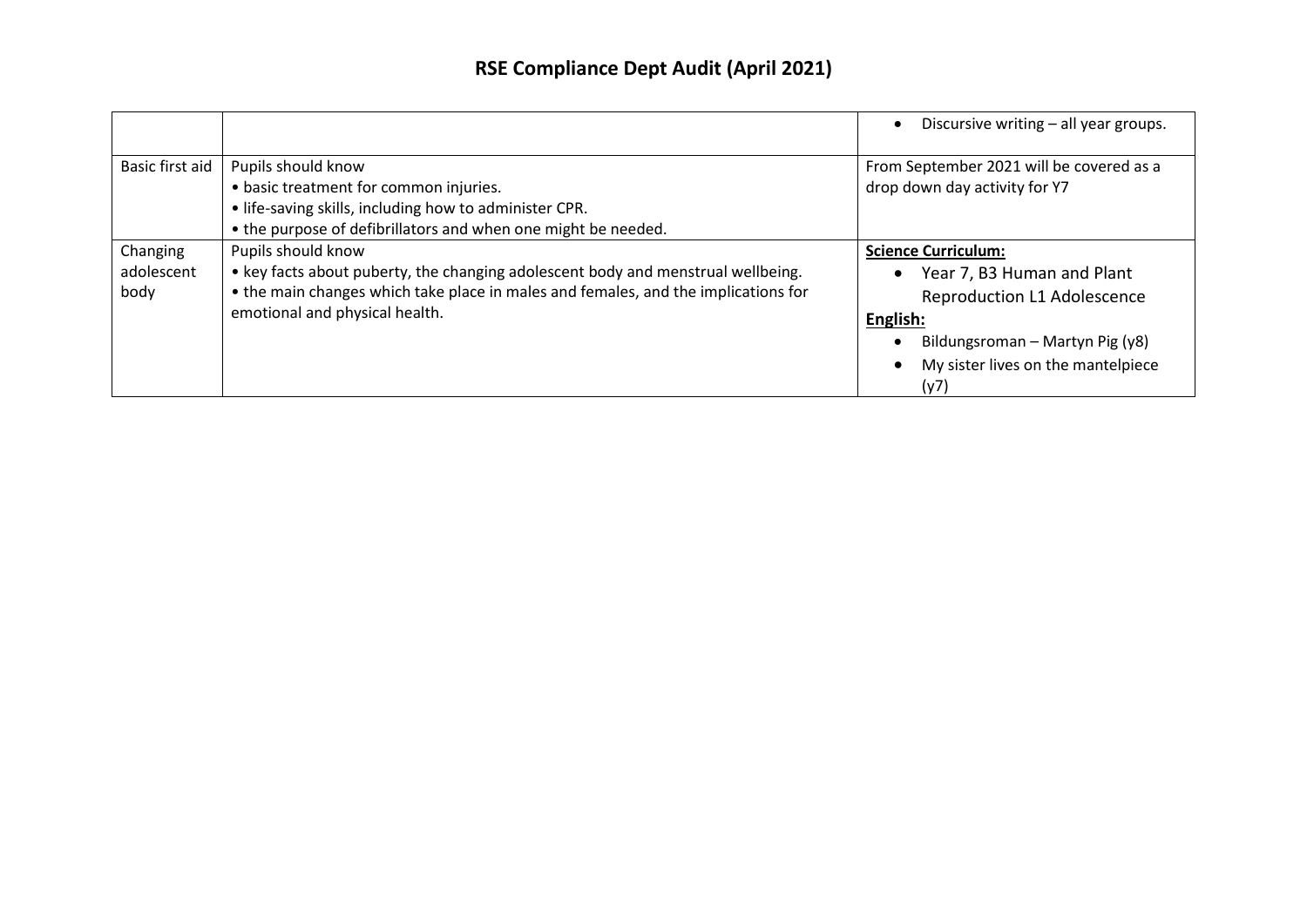# RSE Compliance Dept Audit (April 2021)

| | | |
|---|---|---|
| | | • Discursive writing – all year groups. |
| Basic first aid | Pupils should know<br>• basic treatment for common injuries.<br>• life-saving skills, including how to administer CPR.<br>• the purpose of defibrillators and when one might be needed. | From September 2021 will be covered as a drop down day activity for Y7 |
| Changing adolescent body | Pupils should know<br>• key facts about puberty, the changing adolescent body and menstrual wellbeing.<br>• the main changes which take place in males and females, and the implications for emotional and physical health. | **Science Curriculum:**<br>• Year 7, B3 Human and Plant Reproduction L1 Adolescence<br>**English:**<br>• Bildungsroman – Martyn Pig (y8)<br>• My sister lives on the mantelpiece (y7) |